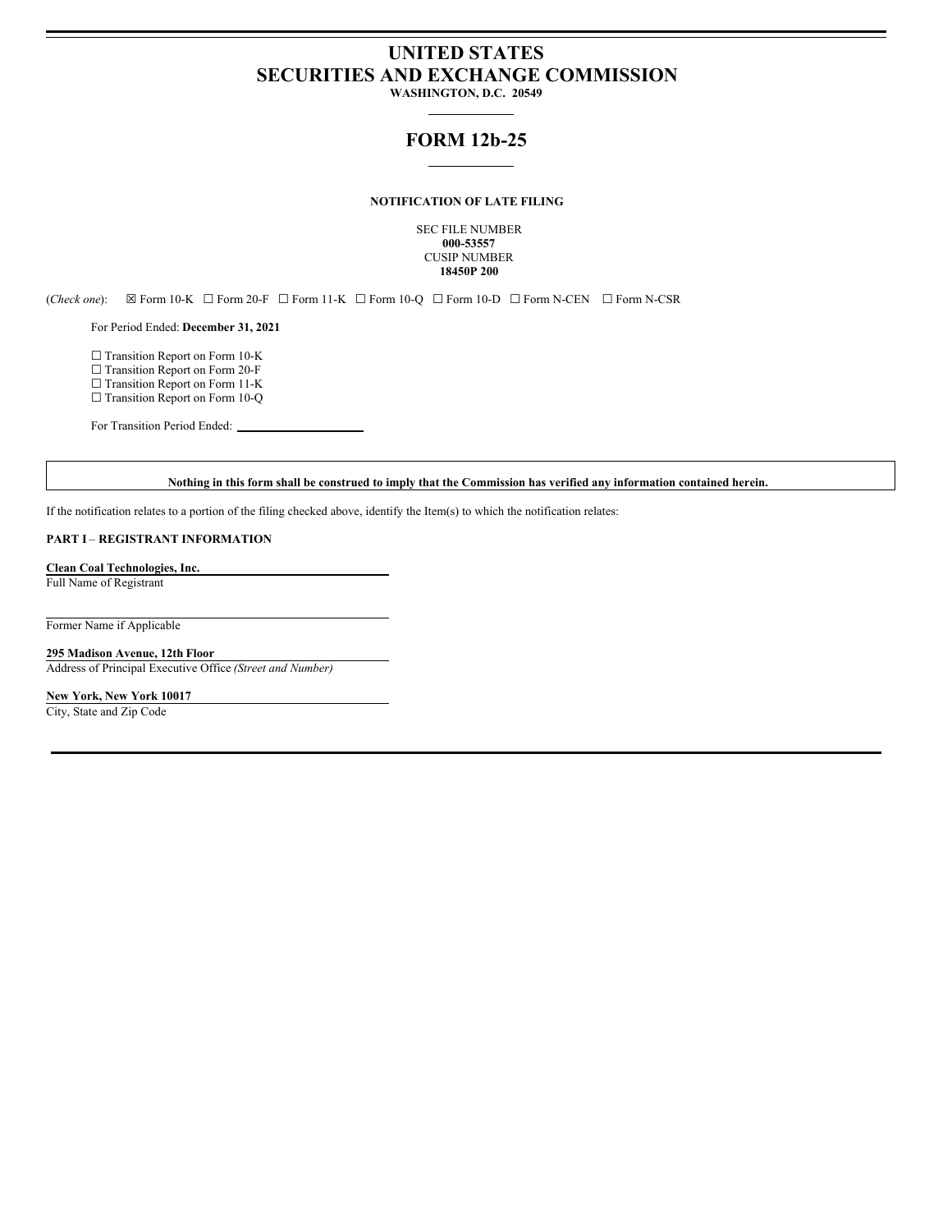# UNITED STATES
# SECURITIES AND EXCHANGE COMMISSION

**WASHINGTON, D.C. 20549**

## FORM 12b-25

**NOTIFICATION OF LATE FILING**

SEC FILE NUMBER
**000-53557**
CUSIP NUMBER
**18450P 200**

(*Check one*): ☒ Form 10-K ☐ Form 20-F ☐ Form 11-K ☐ Form 10-Q ☐ Form 10-D ☐ Form N-CEN ☐ Form N-CSR

For Period Ended: **December 31, 2021**

☐ Transition Report on Form 10-K
☐ Transition Report on Form 20-F
☐ Transition Report on Form 11-K
☐ Transition Report on Form 10-Q

For Transition Period Ended: \_\_\_\_\_\_\_\_\_\_\_\_\_\_\_\_\_\_\_\_

**Nothing in this form shall be construed to imply that the Commission has verified any information contained herein.**

If the notification relates to a portion of the filing checked above, identify the Item(s) to which the notification relates:

**PART I** – **REGISTRANT INFORMATION**

**Clean Coal Technologies, Inc.**
Full Name of Registrant

Former Name if Applicable

**295 Madison Avenue, 12th Floor**
Address of Principal Executive Office *(Street and Number)*

**New York, New York 10017**
City, State and Zip Code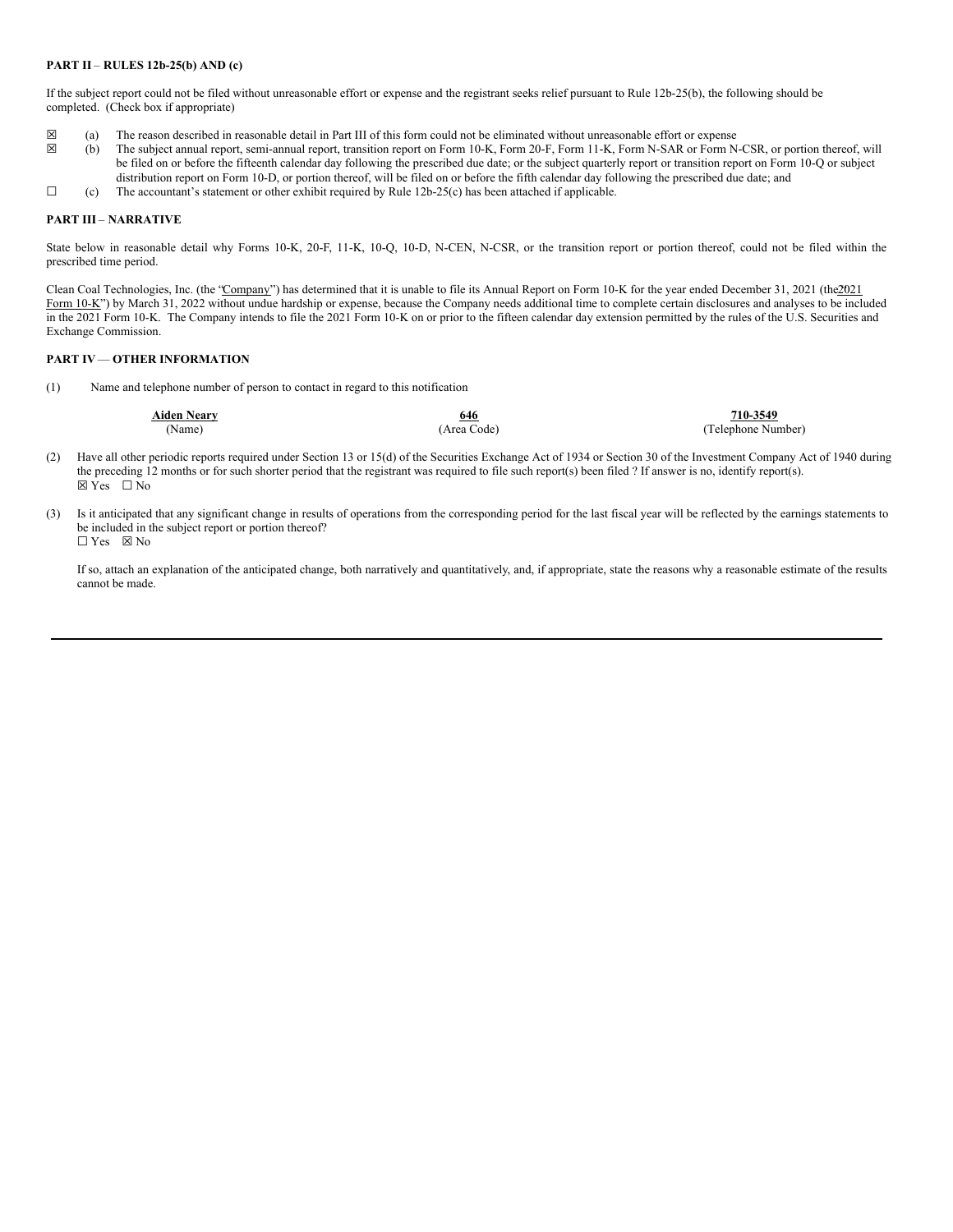**PART II** – **RULES 12b-25(b) AND (c)**

If the subject report could not be filed without unreasonable effort or expense and the registrant seeks relief pursuant to Rule 12b-25(b), the following should be completed. (Check box if appropriate)

☒ (a) The reason described in reasonable detail in Part III of this form could not be eliminated without unreasonable effort or expense

☒ (b) The subject annual report, semi-annual report, transition report on Form 10-K, Form 20-F, Form 11-K, Form N-SAR or Form N-CSR, or portion thereof, will be filed on or before the fifteenth calendar day following the prescribed due date; or the subject quarterly report or transition report on Form 10-Q or subject distribution report on Form 10-D, or portion thereof, will be filed on or before the fifth calendar day following the prescribed due date; and

☐ (c) The accountant's statement or other exhibit required by Rule 12b-25(c) has been attached if applicable.

**PART III** – **NARRATIVE**

State below in reasonable detail why Forms 10-K, 20-F, 11-K, 10-Q, 10-D, N-CEN, N-CSR, or the transition report or portion thereof, could not be filed within the prescribed time period.

Clean Coal Technologies, Inc. (the "Company") has determined that it is unable to file its Annual Report on Form 10-K for the year ended December 31, 2021 (the "2021 Form 10-K") by March 31, 2022 without undue hardship or expense, because the Company needs additional time to complete certain disclosures and analyses to be included in the 2021 Form 10-K. The Company intends to file the 2021 Form 10-K on or prior to the fifteen calendar day extension permitted by the rules of the U.S. Securities and Exchange Commission.

**PART IV** — **OTHER INFORMATION**

(1) Name and telephone number of person to contact in regard to this notification

| Aiden Neary | 646 | 710-3549 |
|---|---|---|
| (Name) | (Area Code) | (Telephone Number) |

(2) Have all other periodic reports required under Section 13 or 15(d) of the Securities Exchange Act of 1934 or Section 30 of the Investment Company Act of 1940 during the preceding 12 months or for such shorter period that the registrant was required to file such report(s) been filed ? If answer is no, identify report(s).
☒ Yes ☐ No

(3) Is it anticipated that any significant change in results of operations from the corresponding period for the last fiscal year will be reflected by the earnings statements to be included in the subject report or portion thereof?
☐ Yes ☒ No

If so, attach an explanation of the anticipated change, both narratively and quantitatively, and, if appropriate, state the reasons why a reasonable estimate of the results cannot be made.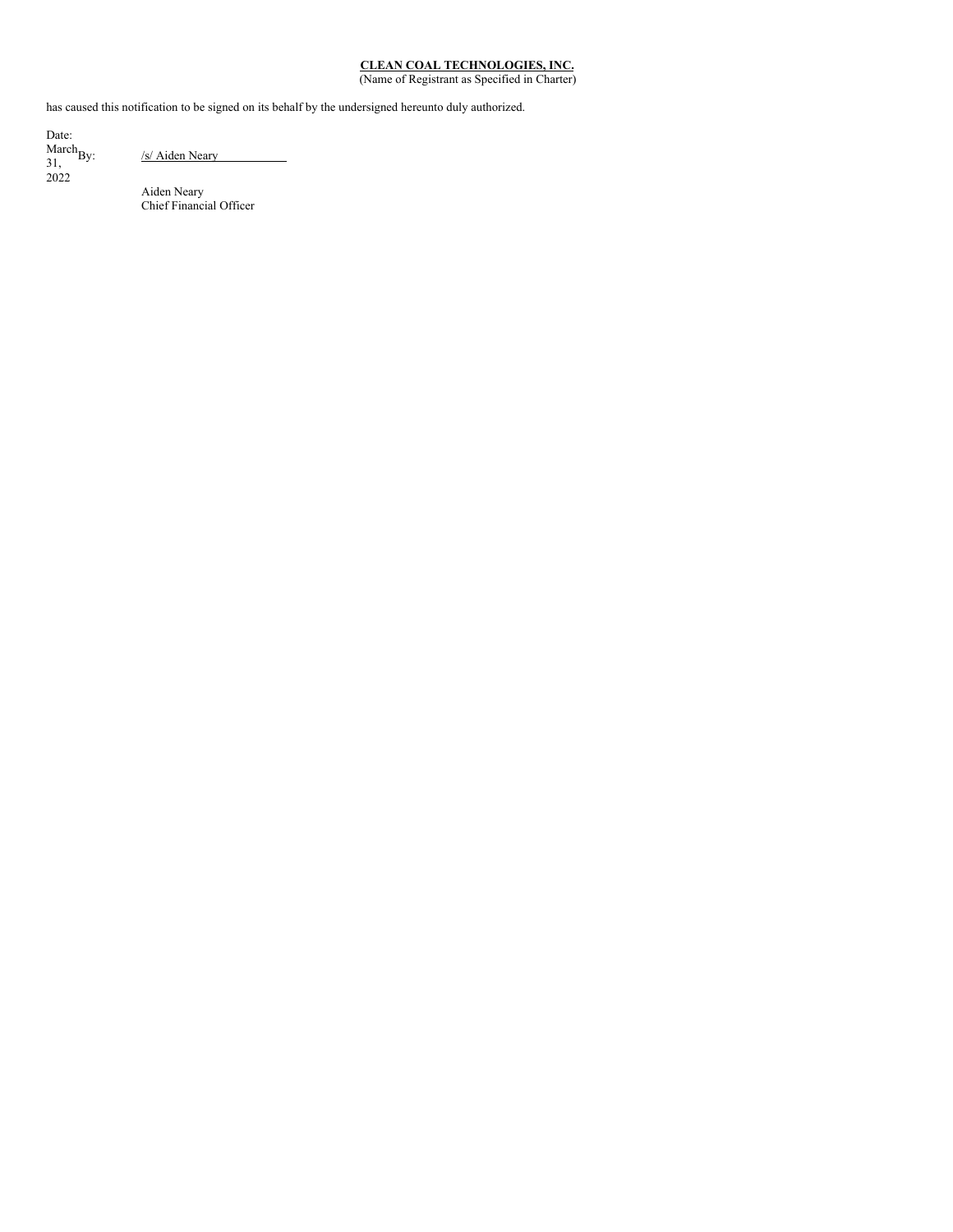**CLEAN COAL TECHNOLOGIES, INC.**
(Name of Registrant as Specified in Charter)

has caused this notification to be signed on its behalf by the undersigned hereunto duly authorized.

Date: March 31, 2022

By: /s/ Aiden Neary

Aiden Neary
Chief Financial Officer